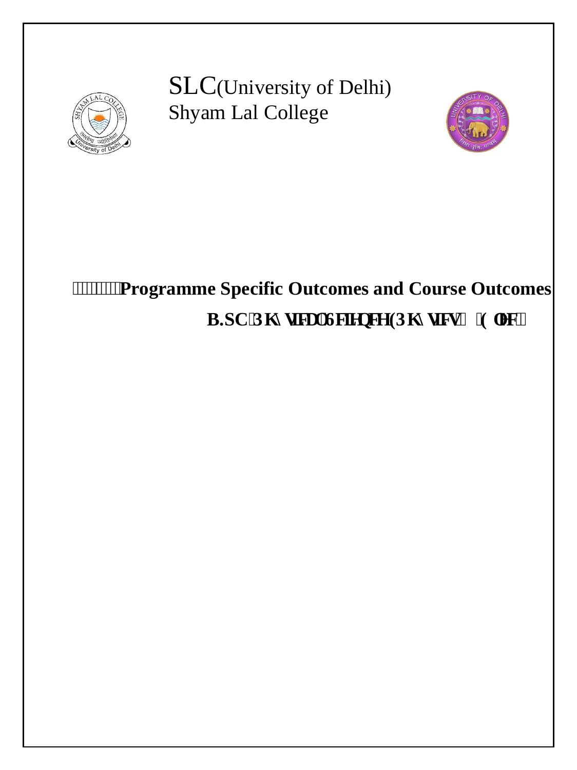SLC(University of Delhi)
Shyam Lal College

# Programme Specific Outcomes and Course Outcomes

## B.SC Physical Science(Physics – Elec)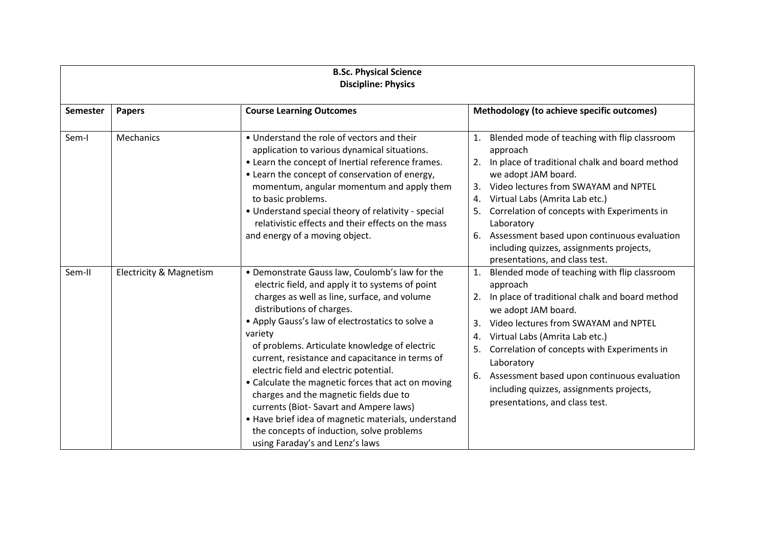**B.Sc. Physical Science**
**Discipline: Physics**

| Semester | Papers | Course Learning Outcomes | Methodology (to achieve specific outcomes) |
|---|---|---|---|
| Sem-I | Mechanics | • Understand the role of vectors and their application to various dynamical situations.<br>• Learn the concept of Inertial reference frames.<br>• Learn the concept of conservation of energy, momentum, angular momentum and apply them to basic problems.<br>• Understand special theory of relativity - special relativistic effects and their effects on the mass and energy of a moving object. | 1. Blended mode of teaching with flip classroom approach<br>2. In place of traditional chalk and board method we adopt JAM board.<br>3. Video lectures from SWAYAM and NPTEL<br>4. Virtual Labs (Amrita Lab etc.)<br>5. Correlation of concepts with Experiments in Laboratory<br>6. Assessment based upon continuous evaluation including quizzes, assignments projects, presentations, and class test. |
| Sem-II | Electricity & Magnetism | • Demonstrate Gauss law, Coulomb's law for the electric field, and apply it to systems of point charges as well as line, surface, and volume distributions of charges.<br>• Apply Gauss's law of electrostatics to solve a variety of problems. Articulate knowledge of electric current, resistance and capacitance in terms of electric field and electric potential.<br>• Calculate the magnetic forces that act on moving charges and the magnetic fields due to currents (Biot- Savart and Ampere laws)<br>• Have brief idea of magnetic materials, understand the concepts of induction, solve problems using Faraday's and Lenz's laws | 1. Blended mode of teaching with flip classroom approach<br>2. In place of traditional chalk and board method we adopt JAM board.<br>3. Video lectures from SWAYAM and NPTEL<br>4. Virtual Labs (Amrita Lab etc.)<br>5. Correlation of concepts with Experiments in Laboratory<br>6. Assessment based upon continuous evaluation including quizzes, assignments projects, presentations, and class test. |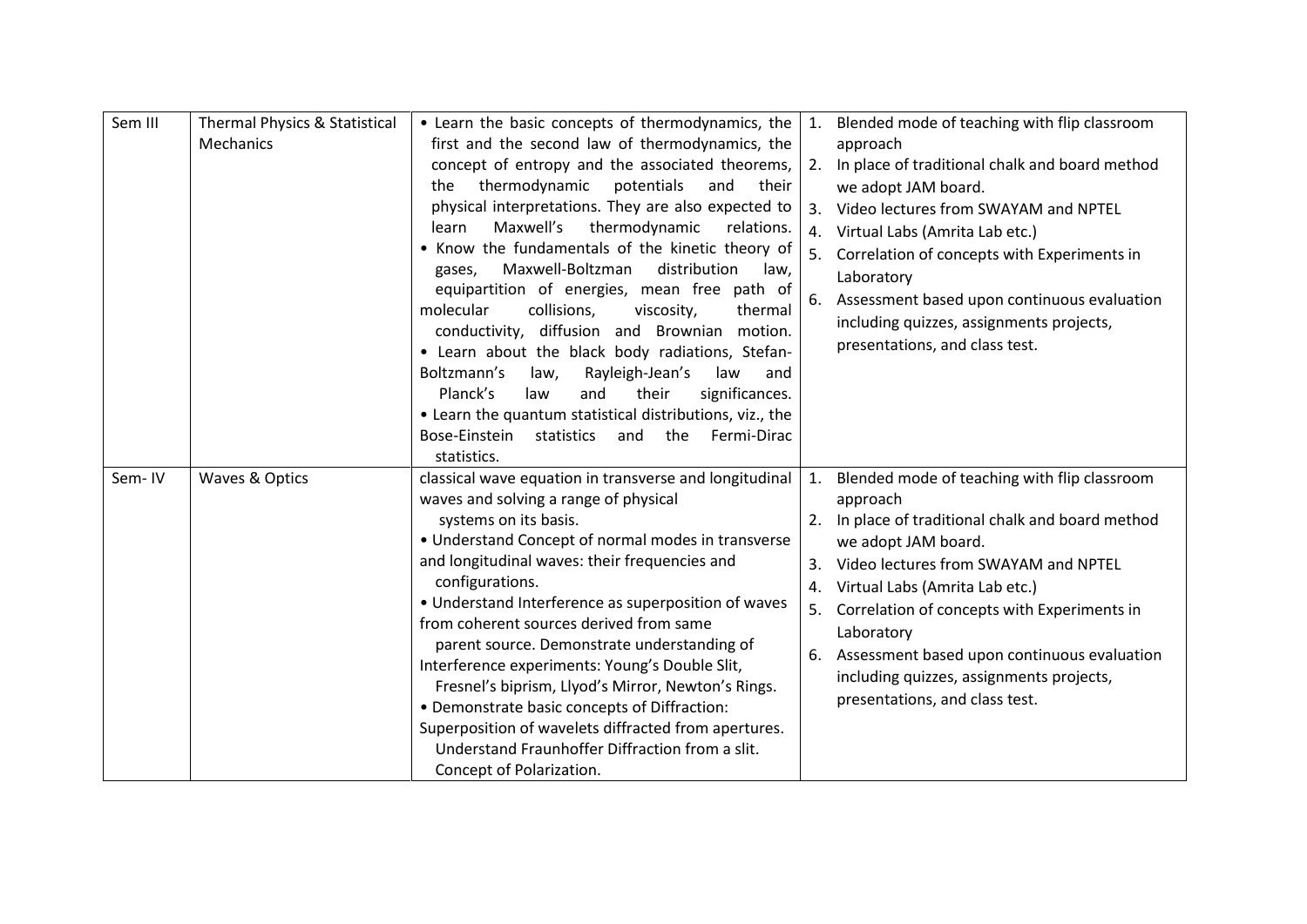| Sem III | Thermal Physics & Statistical Mechanics | • Learn the basic concepts of thermodynamics, the first and the second law of thermodynamics, the concept of entropy and the associated theorems, the thermodynamic potentials and their physical interpretations. They are also expected to learn Maxwell's thermodynamic relations. <br>• Know the fundamentals of the kinetic theory of gases, Maxwell-Boltzman distribution law, equipartition of energies, mean free path of molecular collisions, viscosity, thermal conductivity, diffusion and Brownian motion. <br>• Learn about the black body radiations, Stefan-Boltzmann's law, Rayleigh-Jean's law and Planck's law and their significances. <br>• Learn the quantum statistical distributions, viz., the Bose-Einstein statistics and the Fermi-Dirac statistics. | 1. Blended mode of teaching with flip classroom approach <br>2. In place of traditional chalk and board method we adopt JAM board. <br>3. Video lectures from SWAYAM and NPTEL <br>4. Virtual Labs (Amrita Lab etc.) <br>5. Correlation of concepts with Experiments in Laboratory <br>6. Assessment based upon continuous evaluation including quizzes, assignments projects, presentations, and class test. |
|---|---|---|---|
| Sem- IV | Waves & Optics | classical wave equation in transverse and longitudinal waves and solving a range of physical systems on its basis. <br>• Understand Concept of normal modes in transverse and longitudinal waves: their frequencies and configurations. <br>• Understand Interference as superposition of waves from coherent sources derived from same parent source. Demonstrate understanding of Interference experiments: Young's Double Slit, Fresnel's biprism, Llyod's Mirror, Newton's Rings. <br>• Demonstrate basic concepts of Diffraction: Superposition of wavelets diffracted from apertures. Understand Fraunhoffer Diffraction from a slit. Concept of Polarization. | 1. Blended mode of teaching with flip classroom approach <br>2. In place of traditional chalk and board method we adopt JAM board. <br>3. Video lectures from SWAYAM and NPTEL <br>4. Virtual Labs (Amrita Lab etc.) <br>5. Correlation of concepts with Experiments in Laboratory <br>6. Assessment based upon continuous evaluation including quizzes, assignments projects, presentations, and class test. |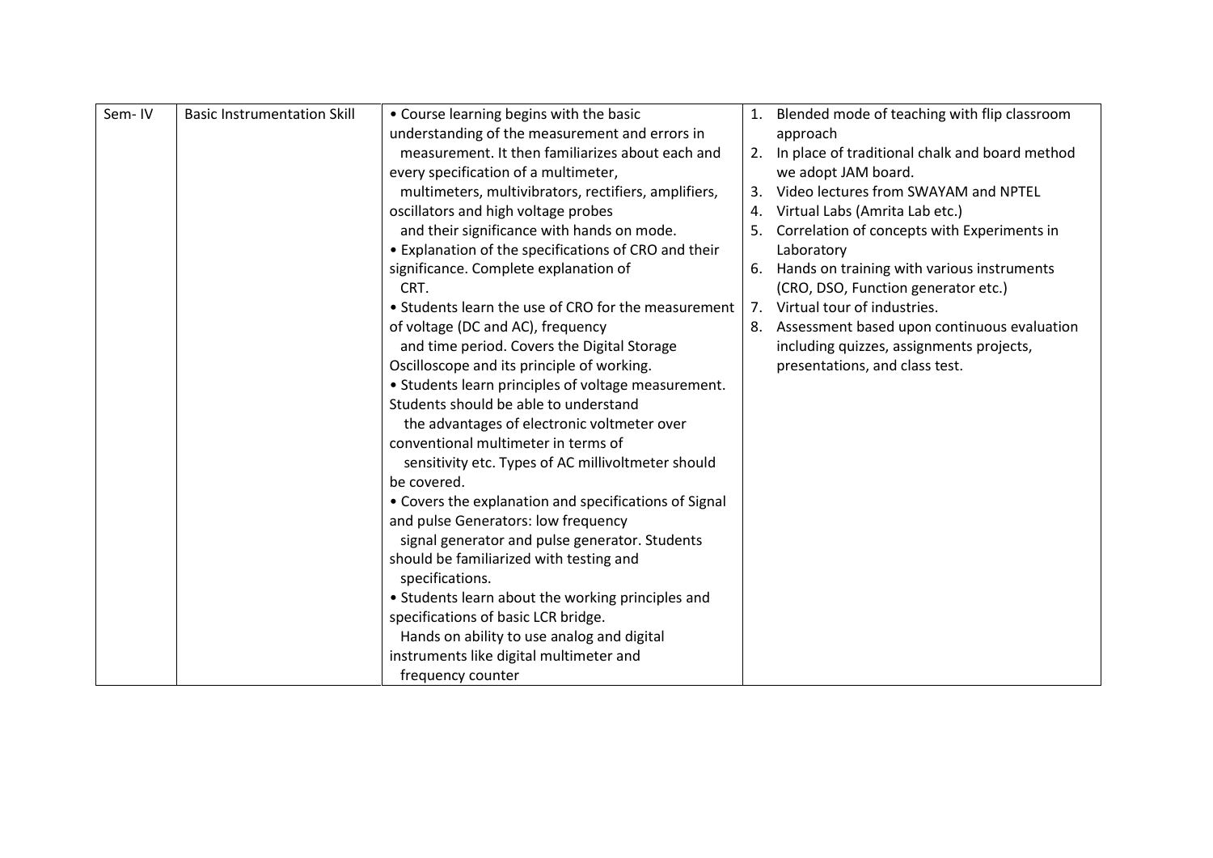| Sem- IV | Basic Instrumentation Skill | • Course learning begins with the basic understanding of the measurement and errors in measurement. It then familiarizes about each and every specification of a multimeter, multimeters, multivibrators, rectifiers, amplifiers, oscillators and high voltage probes and their significance with hands on mode.<br>• Explanation of the specifications of CRO and their significance. Complete explanation of CRT.<br>• Students learn the use of CRO for the measurement of voltage (DC and AC), frequency and time period. Covers the Digital Storage Oscilloscope and its principle of working.<br>• Students learn principles of voltage measurement. Students should be able to understand the advantages of electronic voltmeter over conventional multimeter in terms of sensitivity etc. Types of AC millivoltmeter should be covered.<br>• Covers the explanation and specifications of Signal and pulse Generators: low frequency signal generator and pulse generator. Students should be familiarized with testing and specifications.<br>• Students learn about the working principles and specifications of basic LCR bridge. Hands on ability to use analog and digital instruments like digital multimeter and frequency counter | 1. Blended mode of teaching with flip classroom approach<br>2. In place of traditional chalk and board method we adopt JAM board.<br>3. Video lectures from SWAYAM and NPTEL<br>4. Virtual Labs (Amrita Lab etc.)<br>5. Correlation of concepts with Experiments in Laboratory<br>6. Hands on training with various instruments (CRO, DSO, Function generator etc.)<br>7. Virtual tour of industries.<br>8. Assessment based upon continuous evaluation including quizzes, assignments projects, presentations, and class test. |
|---|---|---|---|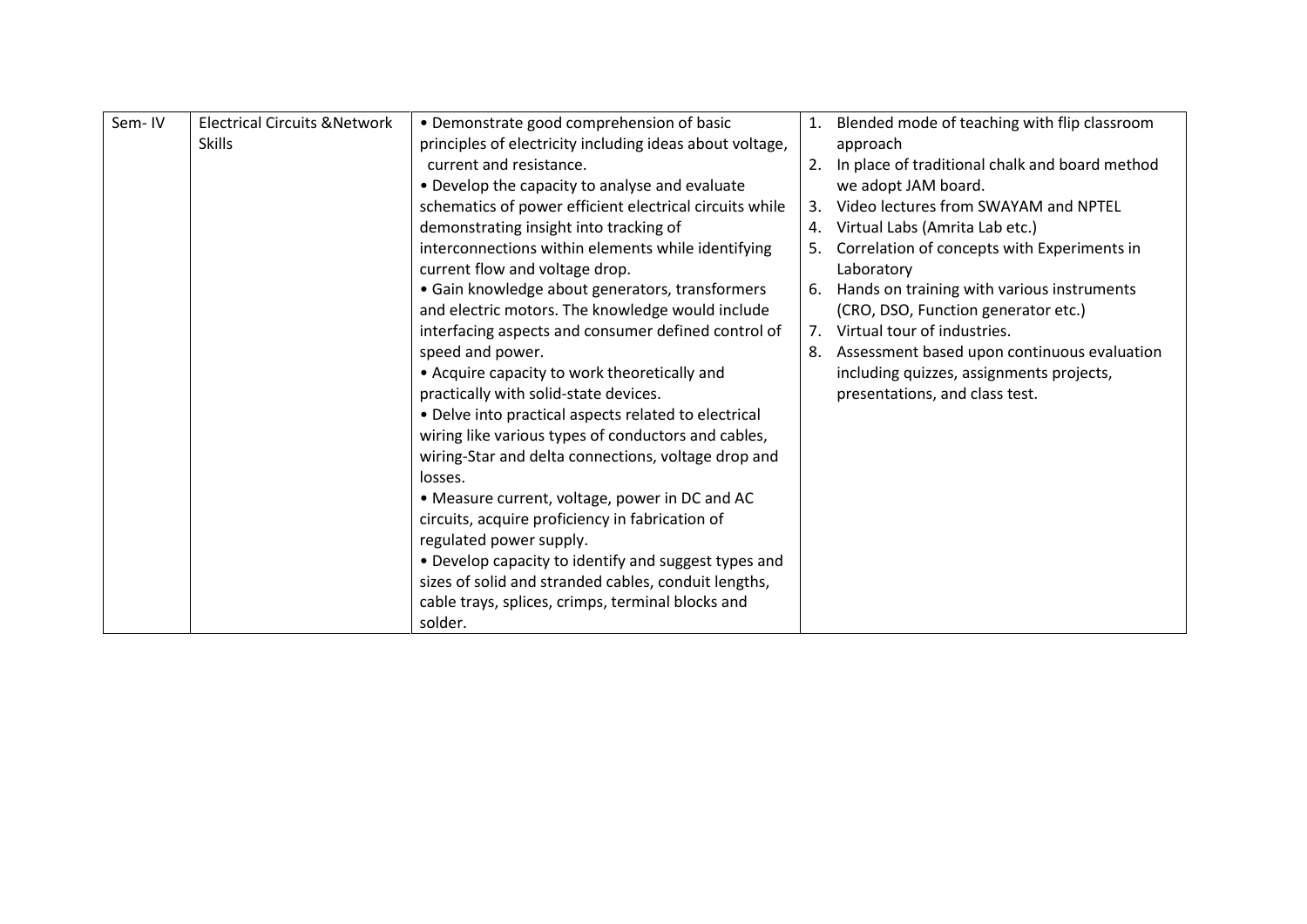| Sem- IV | Electrical Circuits &Network Skills | • Demonstrate good comprehension of basic principles of electricity including ideas about voltage, current and resistance.<br>• Develop the capacity to analyse and evaluate schematics of power efficient electrical circuits while demonstrating insight into tracking of interconnections within elements while identifying current flow and voltage drop.<br>• Gain knowledge about generators, transformers and electric motors. The knowledge would include interfacing aspects and consumer defined control of speed and power.<br>• Acquire capacity to work theoretically and practically with solid-state devices.<br>• Delve into practical aspects related to electrical wiring like various types of conductors and cables, wiring-Star and delta connections, voltage drop and losses.<br>• Measure current, voltage, power in DC and AC circuits, acquire proficiency in fabrication of regulated power supply.<br>• Develop capacity to identify and suggest types and sizes of solid and stranded cables, conduit lengths, cable trays, splices, crimps, terminal blocks and solder. | 1. Blended mode of teaching with flip classroom approach<br>2. In place of traditional chalk and board method we adopt JAM board.<br>3. Video lectures from SWAYAM and NPTEL<br>4. Virtual Labs (Amrita Lab etc.)<br>5. Correlation of concepts with Experiments in Laboratory<br>6. Hands on training with various instruments (CRO, DSO, Function generator etc.)<br>7. Virtual tour of industries.<br>8. Assessment based upon continuous evaluation including quizzes, assignments projects, presentations, and class test. |
|---|---|---|---|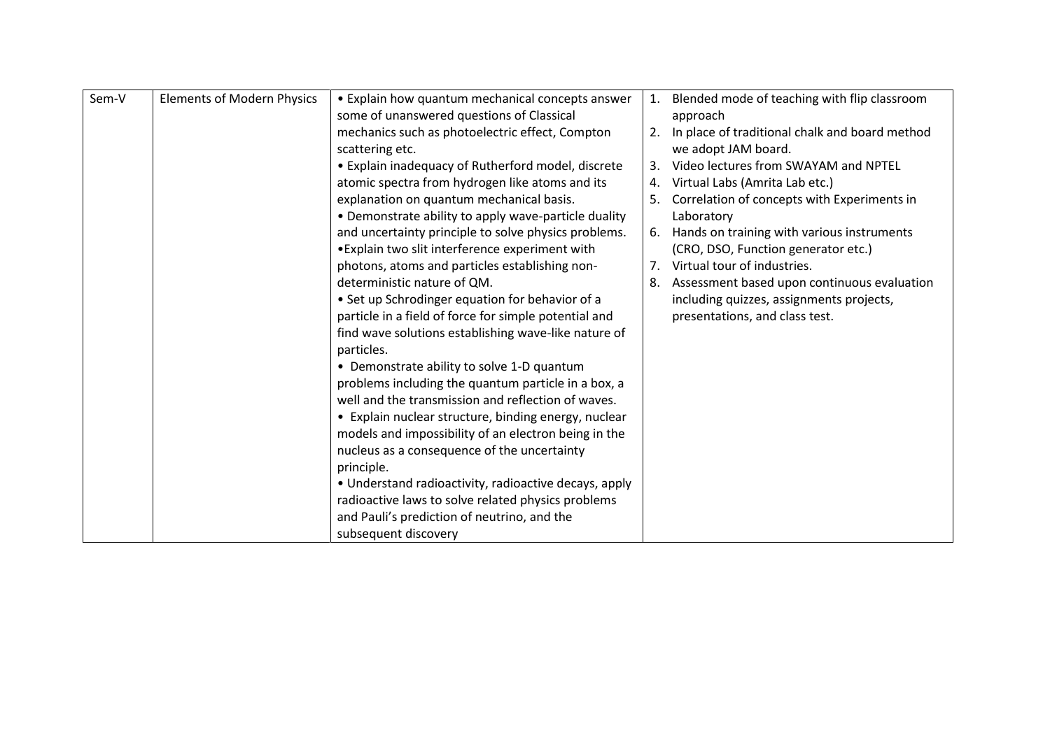| Sem-V | Elements of Modern Physics | • Explain how quantum mechanical concepts answer some of unanswered questions of Classical mechanics such as photoelectric effect, Compton scattering etc.<br>• Explain inadequacy of Rutherford model, discrete atomic spectra from hydrogen like atoms and its explanation on quantum mechanical basis.<br>• Demonstrate ability to apply wave-particle duality and uncertainty principle to solve physics problems.<br>•Explain two slit interference experiment with photons, atoms and particles establishing non-deterministic nature of QM.<br>• Set up Schrodinger equation for behavior of a particle in a field of force for simple potential and find wave solutions establishing wave-like nature of particles.<br>• Demonstrate ability to solve 1-D quantum problems including the quantum particle in a box, a well and the transmission and reflection of waves.<br>• Explain nuclear structure, binding energy, nuclear models and impossibility of an electron being in the nucleus as a consequence of the uncertainty principle.<br>• Understand radioactivity, radioactive decays, apply radioactive laws to solve related physics problems and Pauli's prediction of neutrino, and the subsequent discovery | 1. Blended mode of teaching with flip classroom approach<br>2. In place of traditional chalk and board method we adopt JAM board.<br>3. Video lectures from SWAYAM and NPTEL<br>4. Virtual Labs (Amrita Lab etc.)<br>5. Correlation of concepts with Experiments in Laboratory<br>6. Hands on training with various instruments (CRO, DSO, Function generator etc.)<br>7. Virtual tour of industries.<br>8. Assessment based upon continuous evaluation including quizzes, assignments projects, presentations, and class test. |
|---|---|---|---|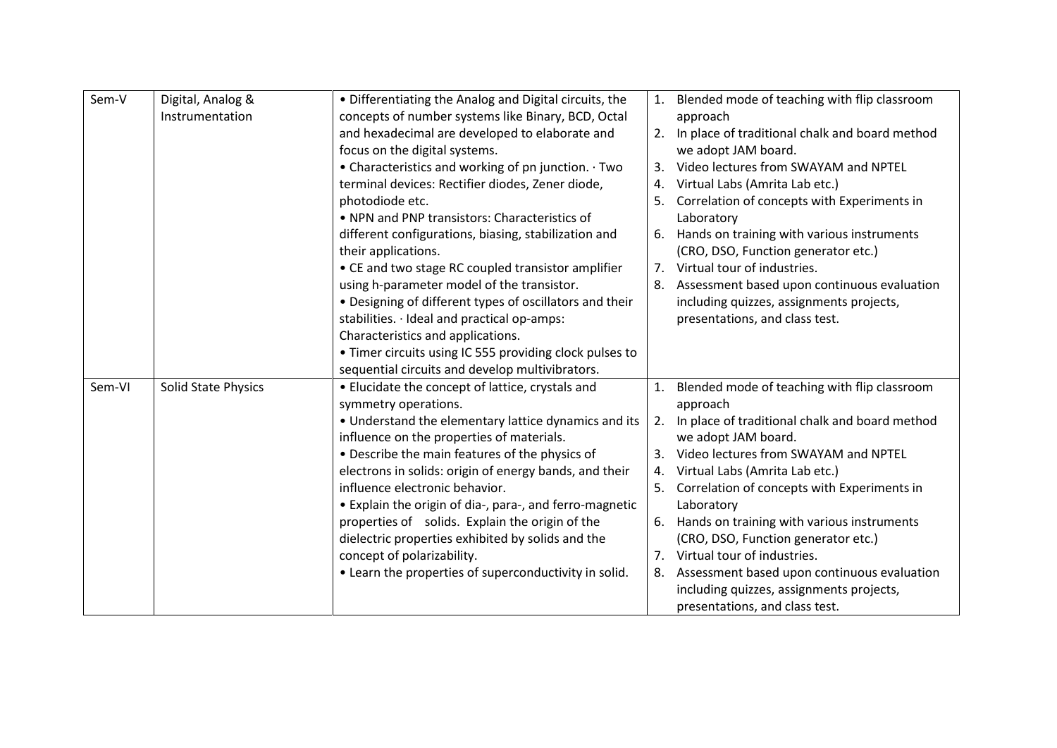| | | | |
|---|---|---|---|
| Sem-V | Digital, Analog & Instrumentation | • Differentiating the Analog and Digital circuits, the concepts of number systems like Binary, BCD, Octal and hexadecimal are developed to elaborate and focus on the digital systems.<br>• Characteristics and working of pn junction. · Two terminal devices: Rectifier diodes, Zener diode, photodiode etc.<br>• NPN and PNP transistors: Characteristics of different configurations, biasing, stabilization and their applications.<br>• CE and two stage RC coupled transistor amplifier using h-parameter model of the transistor.<br>• Designing of different types of oscillators and their stabilities. · Ideal and practical op-amps: Characteristics and applications.<br>• Timer circuits using IC 555 providing clock pulses to sequential circuits and develop multivibrators. | 1. Blended mode of teaching with flip classroom approach<br>2. In place of traditional chalk and board method we adopt JAM board.<br>3. Video lectures from SWAYAM and NPTEL<br>4. Virtual Labs (Amrita Lab etc.)<br>5. Correlation of concepts with Experiments in Laboratory<br>6. Hands on training with various instruments (CRO, DSO, Function generator etc.)<br>7. Virtual tour of industries.<br>8. Assessment based upon continuous evaluation including quizzes, assignments projects, presentations, and class test. |
| Sem-VI | Solid State Physics | • Elucidate the concept of lattice, crystals and symmetry operations.<br>• Understand the elementary lattice dynamics and its influence on the properties of materials.<br>• Describe the main features of the physics of electrons in solids: origin of energy bands, and their influence electronic behavior.<br>• Explain the origin of dia-, para-, and ferro-magnetic properties of solids. Explain the origin of the dielectric properties exhibited by solids and the concept of polarizability.<br>• Learn the properties of superconductivity in solid. | 1. Blended mode of teaching with flip classroom approach<br>2. In place of traditional chalk and board method we adopt JAM board.<br>3. Video lectures from SWAYAM and NPTEL<br>4. Virtual Labs (Amrita Lab etc.)<br>5. Correlation of concepts with Experiments in Laboratory<br>6. Hands on training with various instruments (CRO, DSO, Function generator etc.)<br>7. Virtual tour of industries.<br>8. Assessment based upon continuous evaluation including quizzes, assignments projects, presentations, and class test. |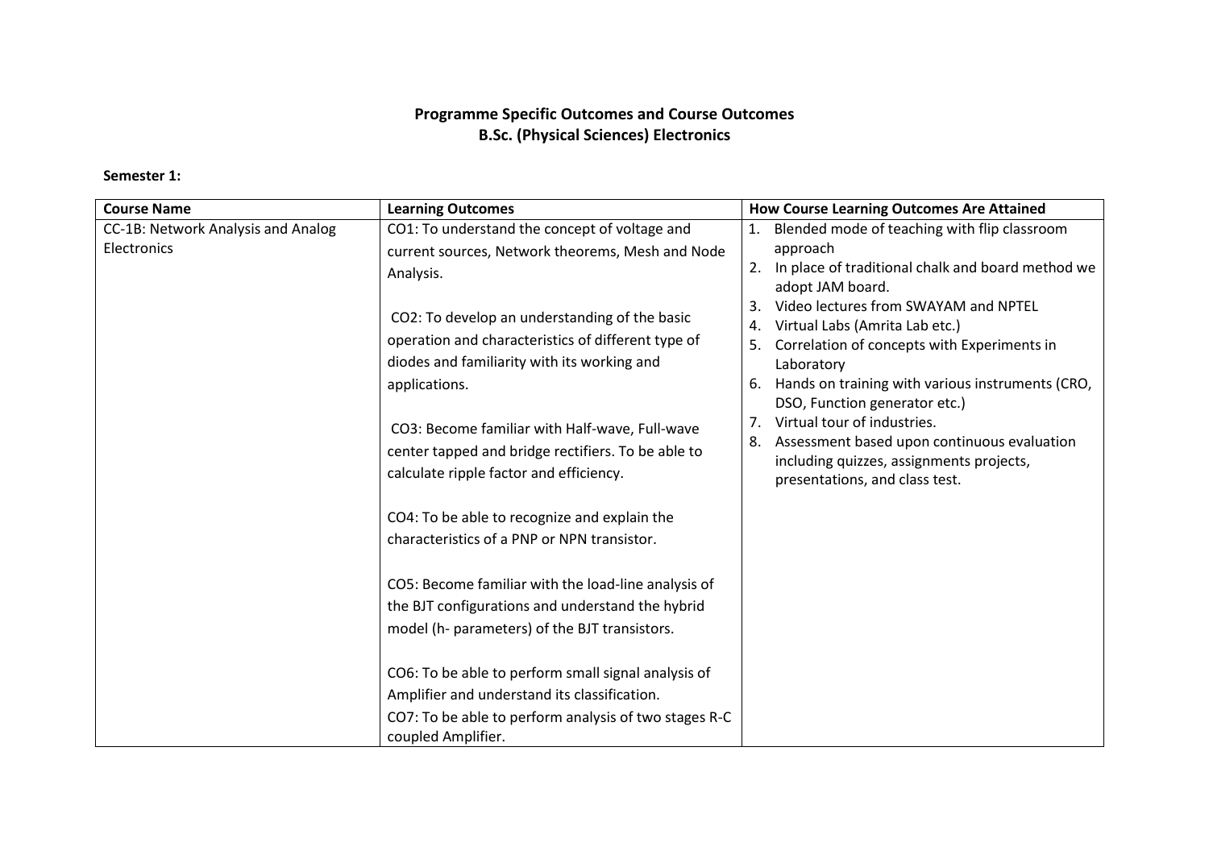**Programme Specific Outcomes and Course Outcomes**
**B.Sc. (Physical Sciences) Electronics**

**Semester 1:**

| Course Name | Learning Outcomes | How Course Learning Outcomes Are Attained |
|---|---|---|
| CC-1B: Network Analysis and Analog Electronics | CO1: To understand the concept of voltage and current sources, Network theorems, Mesh and Node Analysis.<br><br>CO2: To develop an understanding of the basic operation and characteristics of different type of diodes and familiarity with its working and applications.<br><br>CO3: Become familiar with Half-wave, Full-wave center tapped and bridge rectifiers. To be able to calculate ripple factor and efficiency.<br><br>CO4: To be able to recognize and explain the characteristics of a PNP or NPN transistor.<br><br>CO5: Become familiar with the load-line analysis of the BJT configurations and understand the hybrid model (h- parameters) of the BJT transistors.<br><br>CO6: To be able to perform small signal analysis of Amplifier and understand its classification.<br>CO7: To be able to perform analysis of two stages R-C coupled Amplifier. | 1. Blended mode of teaching with flip classroom approach<br>2. In place of traditional chalk and board method we adopt JAM board.<br>3. Video lectures from SWAYAM and NPTEL<br>4. Virtual Labs (Amrita Lab etc.)<br>5. Correlation of concepts with Experiments in Laboratory<br>6. Hands on training with various instruments (CRO, DSO, Function generator etc.)<br>7. Virtual tour of industries.<br>8. Assessment based upon continuous evaluation including quizzes, assignments projects, presentations, and class test. |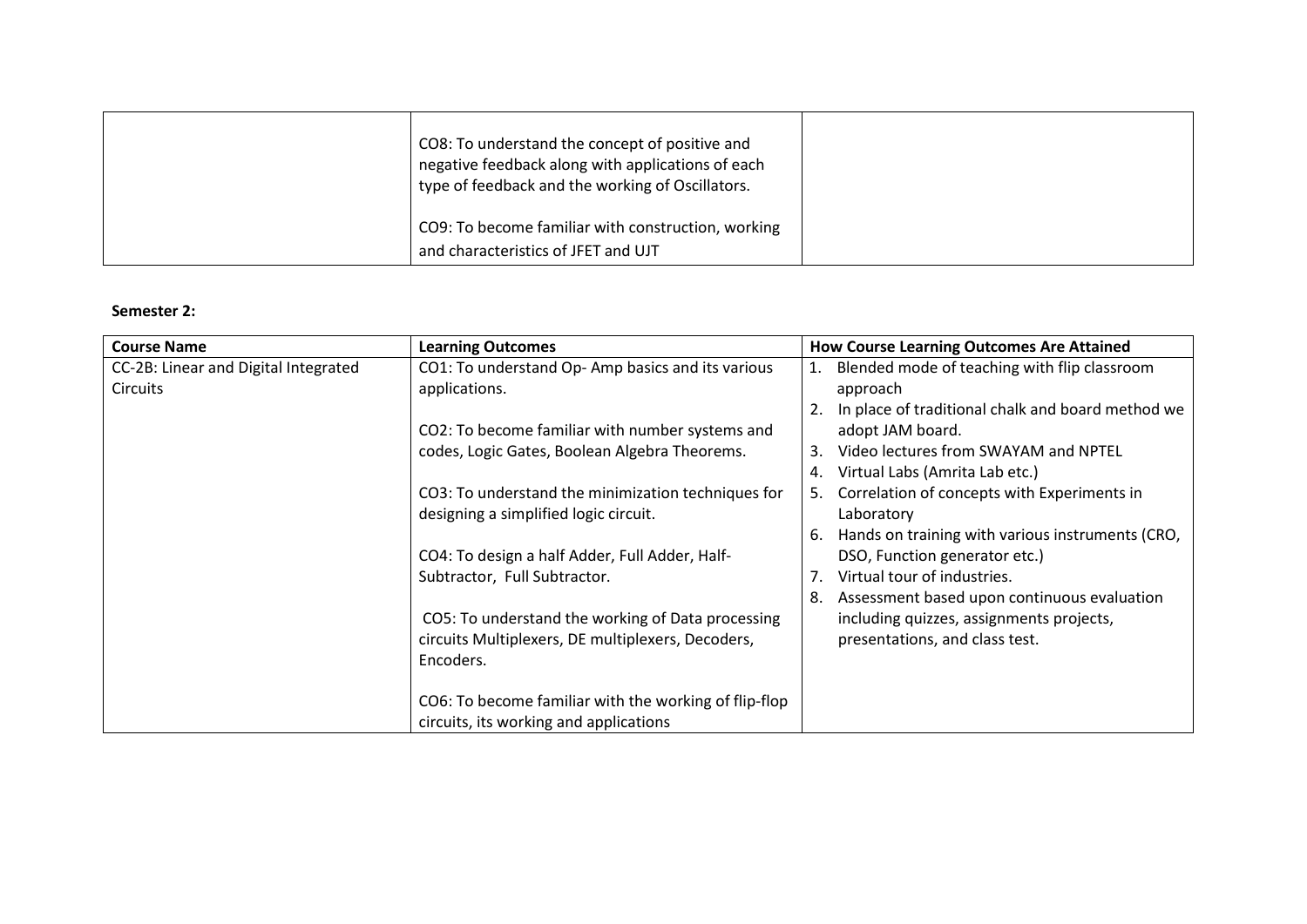| | | |
|---|---|---|
| | CO8: To understand the concept of positive and negative feedback along with applications of each type of feedback and the working of Oscillators.<br><br>CO9: To become familiar with construction, working and characteristics of JFET and UJT | |

**Semester 2:**

| Course Name | Learning Outcomes | How Course Learning Outcomes Are Attained |
|---|---|---|
| CC-2B: Linear and Digital Integrated Circuits | CO1: To understand Op- Amp basics and its various applications.<br><br>CO2: To become familiar with number systems and codes, Logic Gates, Boolean Algebra Theorems.<br><br>CO3: To understand the minimization techniques for designing a simplified logic circuit.<br><br>CO4: To design a half Adder, Full Adder, Half-Subtractor, Full Subtractor.<br><br>CO5: To understand the working of Data processing circuits Multiplexers, DE multiplexers, Decoders, Encoders.<br><br>CO6: To become familiar with the working of flip-flop circuits, its working and applications | 1. Blended mode of teaching with flip classroom approach<br>2. In place of traditional chalk and board method we adopt JAM board.<br>3. Video lectures from SWAYAM and NPTEL<br>4. Virtual Labs (Amrita Lab etc.)<br>5. Correlation of concepts with Experiments in Laboratory<br>6. Hands on training with various instruments (CRO, DSO, Function generator etc.)<br>7. Virtual tour of industries.<br>8. Assessment based upon continuous evaluation including quizzes, assignments projects, presentations, and class test. |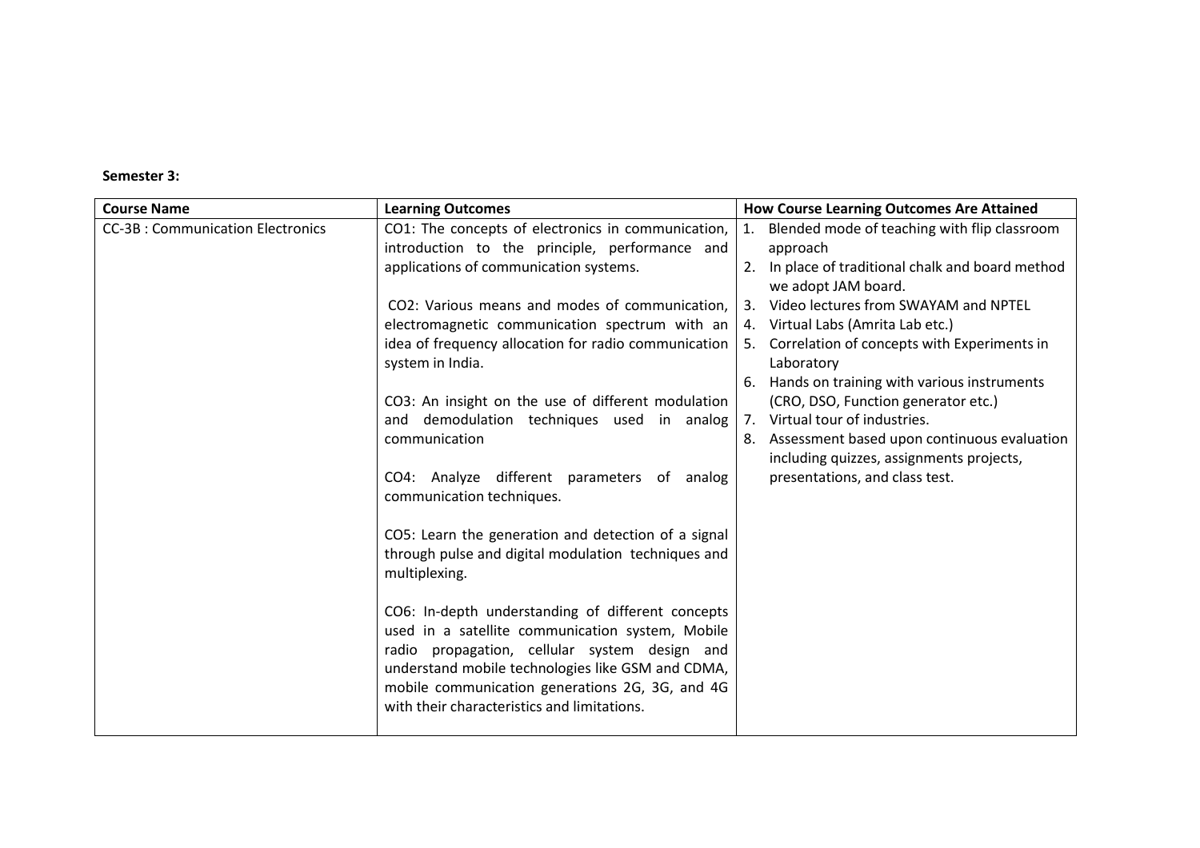**Semester 3:**

| Course Name | Learning Outcomes | How Course Learning Outcomes Are Attained |
|---|---|---|
| CC-3B : Communication Electronics | CO1: The concepts of electronics in communication, introduction to the principle, performance and applications of communication systems.<br><br>CO2: Various means and modes of communication, electromagnetic communication spectrum with an idea of frequency allocation for radio communication system in India.<br><br>CO3: An insight on the use of different modulation and demodulation techniques used in analog communication<br><br>CO4: Analyze different parameters of analog communication techniques.<br><br>CO5: Learn the generation and detection of a signal through pulse and digital modulation techniques and multiplexing.<br><br>CO6: In-depth understanding of different concepts used in a satellite communication system, Mobile radio propagation, cellular system design and understand mobile technologies like GSM and CDMA, mobile communication generations 2G, 3G, and 4G with their characteristics and limitations. | 1. Blended mode of teaching with flip classroom approach<br>2. In place of traditional chalk and board method we adopt JAM board.<br>3. Video lectures from SWAYAM and NPTEL<br>4. Virtual Labs (Amrita Lab etc.)<br>5. Correlation of concepts with Experiments in Laboratory<br>6. Hands on training with various instruments (CRO, DSO, Function generator etc.)<br>7. Virtual tour of industries.<br>8. Assessment based upon continuous evaluation including quizzes, assignments projects, presentations, and class test. |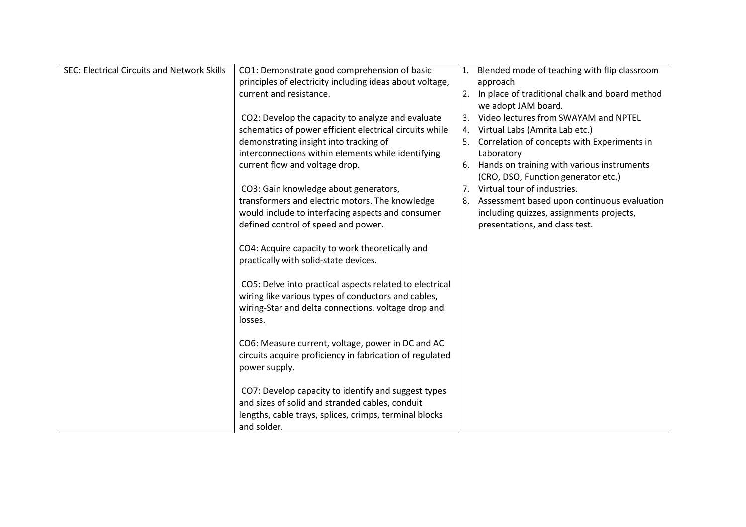| SEC: Electrical Circuits and Network Skills | CO1: Demonstrate good comprehension of basic principles of electricity including ideas about voltage, current and resistance.<br><br>CO2: Develop the capacity to analyze and evaluate schematics of power efficient electrical circuits while demonstrating insight into tracking of interconnections within elements while identifying current flow and voltage drop.<br><br>CO3: Gain knowledge about generators, transformers and electric motors. The knowledge would include to interfacing aspects and consumer defined control of speed and power.<br><br>CO4: Acquire capacity to work theoretically and practically with solid-state devices.<br><br>CO5: Delve into practical aspects related to electrical wiring like various types of conductors and cables, wiring-Star and delta connections, voltage drop and losses.<br><br>CO6: Measure current, voltage, power in DC and AC circuits acquire proficiency in fabrication of regulated power supply.<br><br>CO7: Develop capacity to identify and suggest types and sizes of solid and stranded cables, conduit lengths, cable trays, splices, crimps, terminal blocks and solder. | 1. Blended mode of teaching with flip classroom approach<br>2. In place of traditional chalk and board method we adopt JAM board.<br>3. Video lectures from SWAYAM and NPTEL<br>4. Virtual Labs (Amrita Lab etc.)<br>5. Correlation of concepts with Experiments in Laboratory<br>6. Hands on training with various instruments (CRO, DSO, Function generator etc.)<br>7. Virtual tour of industries.<br>8. Assessment based upon continuous evaluation including quizzes, assignments projects, presentations, and class test. |
|---|---|---|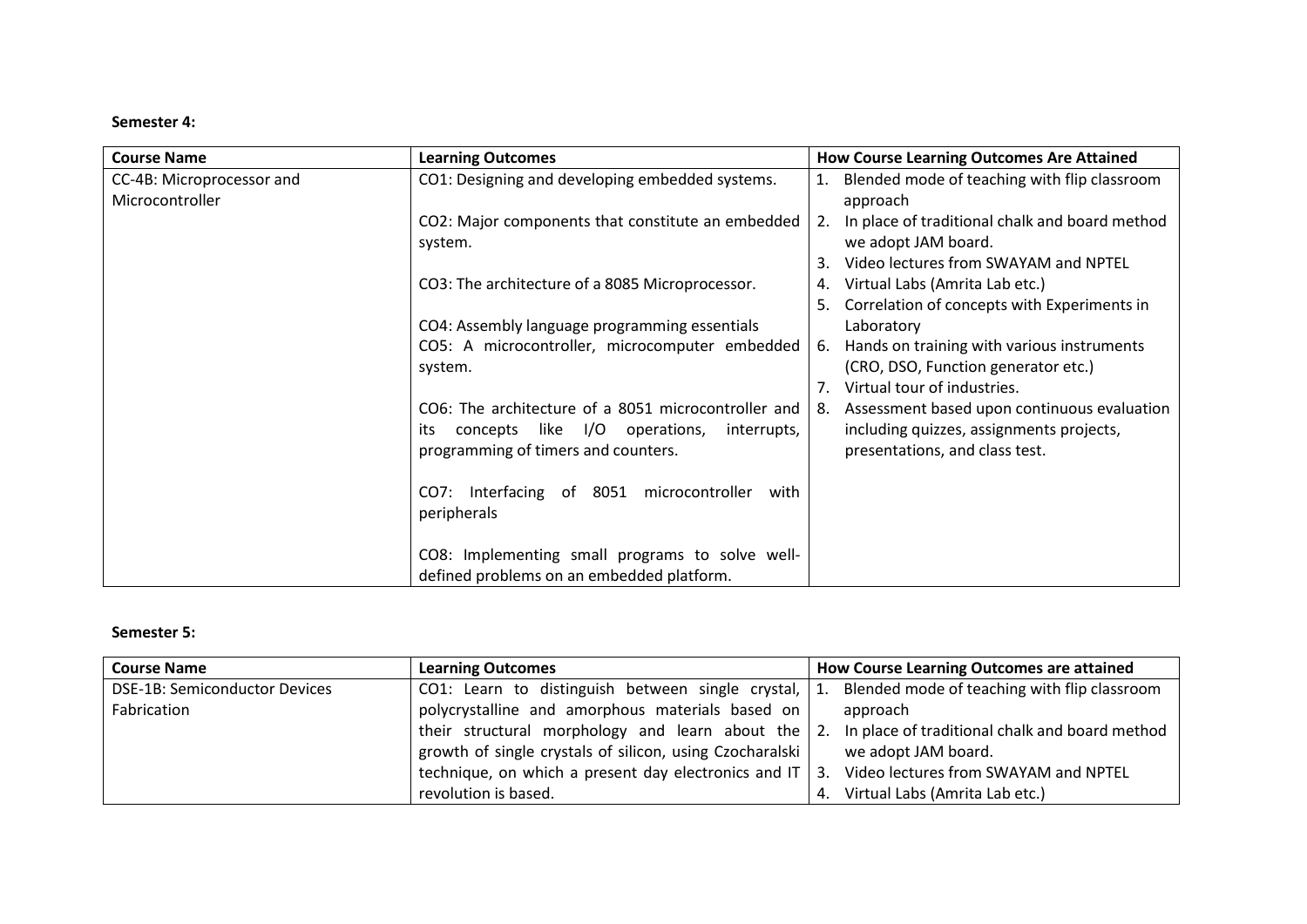**Semester 4:**

| Course Name | Learning Outcomes | How Course Learning Outcomes Are Attained |
|---|---|---|
| CC-4B: Microprocessor and Microcontroller | CO1: Designing and developing embedded systems.<br><br>CO2: Major components that constitute an embedded system.<br><br>CO3: The architecture of a 8085 Microprocessor.<br><br>CO4: Assembly language programming essentials<br>CO5: A microcontroller, microcomputer embedded system.<br><br>CO6: The architecture of a 8051 microcontroller and its concepts like I/O operations, interrupts, programming of timers and counters.<br><br>CO7: Interfacing of 8051 microcontroller with peripherals<br><br>CO8: Implementing small programs to solve well-defined problems on an embedded platform. | 1. Blended mode of teaching with flip classroom approach<br>2. In place of traditional chalk and board method we adopt JAM board.<br>3. Video lectures from SWAYAM and NPTEL<br>4. Virtual Labs (Amrita Lab etc.)<br>5. Correlation of concepts with Experiments in Laboratory<br>6. Hands on training with various instruments (CRO, DSO, Function generator etc.)<br>7. Virtual tour of industries.<br>8. Assessment based upon continuous evaluation including quizzes, assignments projects, presentations, and class test. |

**Semester 5:**

| Course Name | Learning Outcomes | How Course Learning Outcomes are attained |
|---|---|---|
| DSE-1B: Semiconductor Devices Fabrication | CO1: Learn to distinguish between single crystal, polycrystalline and amorphous materials based on their structural morphology and learn about the growth of single crystals of silicon, using Czocharalski technique, on which a present day electronics and IT revolution is based. | 1. Blended mode of teaching with flip classroom approach<br>2. In place of traditional chalk and board method we adopt JAM board.<br>3. Video lectures from SWAYAM and NPTEL<br>4. Virtual Labs (Amrita Lab etc.) |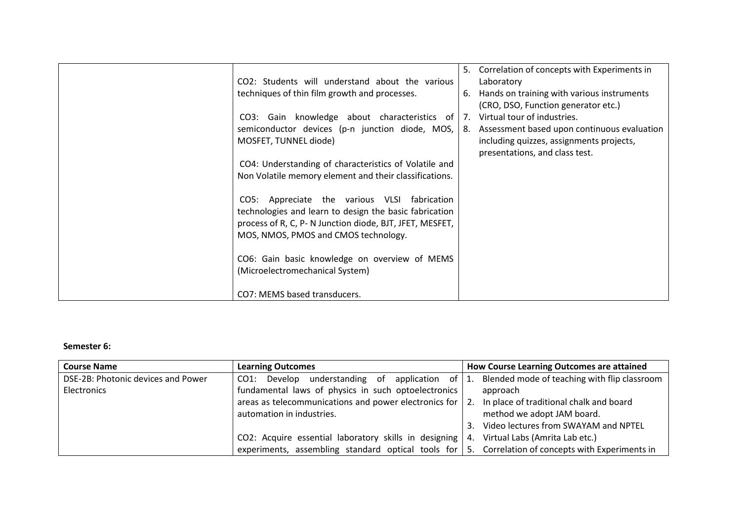| | | |
|---|---|---|
| | CO2: Students will understand about the various techniques of thin film growth and processes.<br><br>CO3: Gain knowledge about characteristics of semiconductor devices (p-n junction diode, MOS, MOSFET, TUNNEL diode)<br><br>CO4: Understanding of characteristics of Volatile and Non Volatile memory element and their classifications.<br><br>CO5: Appreciate the various VLSI fabrication technologies and learn to design the basic fabrication process of R, C, P- N Junction diode, BJT, JFET, MESFET, MOS, NMOS, PMOS and CMOS technology.<br><br>CO6: Gain basic knowledge on overview of MEMS (Microelectromechanical System)<br><br>CO7: MEMS based transducers. | 5. Correlation of concepts with Experiments in Laboratory<br>6. Hands on training with various instruments (CRO, DSO, Function generator etc.)<br>7. Virtual tour of industries.<br>8. Assessment based upon continuous evaluation including quizzes, assignments projects, presentations, and class test. |

**Semester 6:**

| Course Name | Learning Outcomes | How Course Learning Outcomes are attained |
|---|---|---|
| DSE-2B: Photonic devices and Power Electronics | CO1: Develop understanding of application of fundamental laws of physics in such optoelectronics areas as telecommunications and power electronics for automation in industries.<br><br>CO2: Acquire essential laboratory skills in designing experiments, assembling standard optical tools for | 1. Blended mode of teaching with flip classroom approach<br>2. In place of traditional chalk and board method we adopt JAM board.<br>3. Video lectures from SWAYAM and NPTEL<br>4. Virtual Labs (Amrita Lab etc.)<br>5. Correlation of concepts with Experiments in |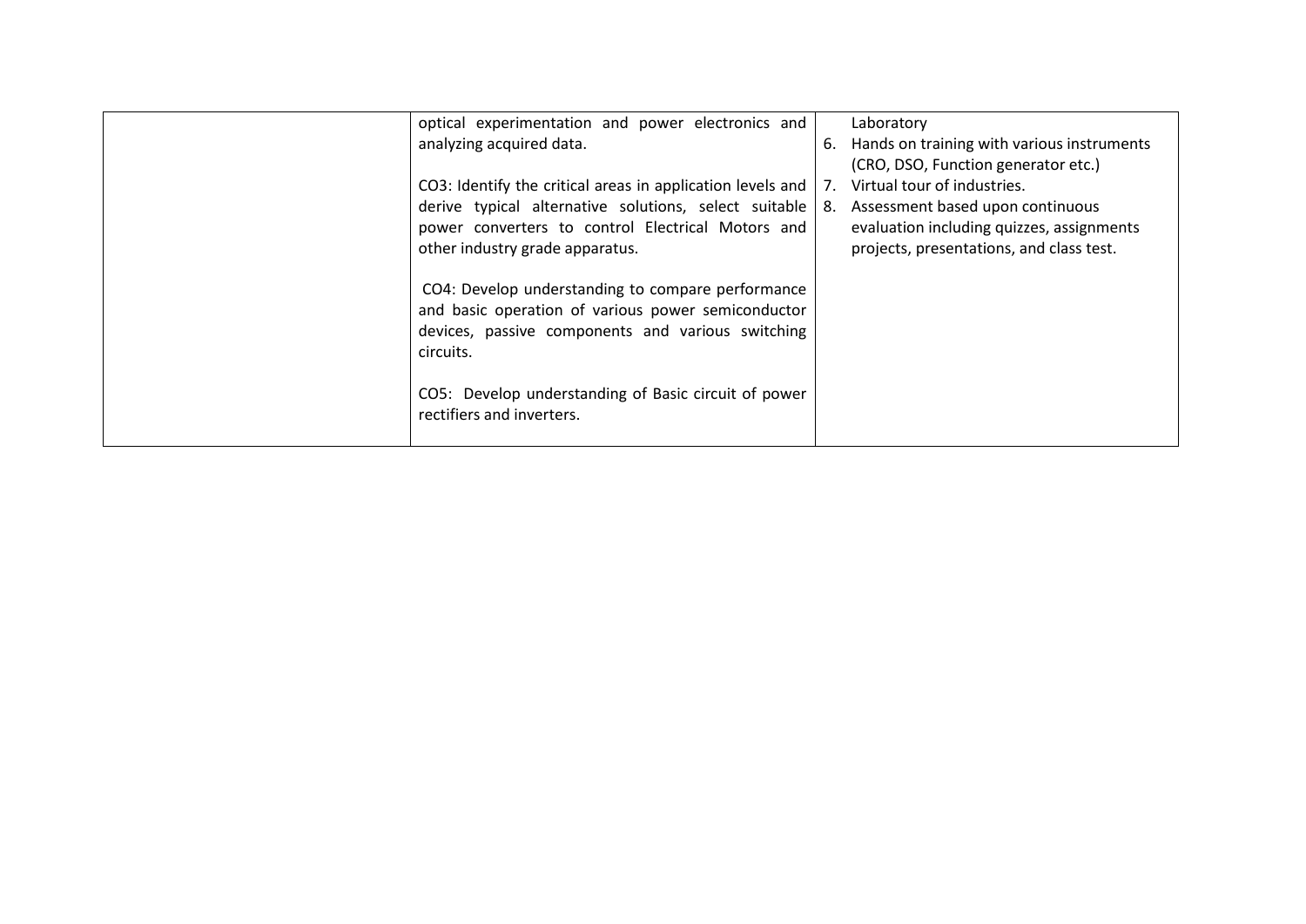| | | |
|---|---|---|
| | optical experimentation and power electronics and analyzing acquired data.<br><br>CO3: Identify the critical areas in application levels and derive typical alternative solutions, select suitable power converters to control Electrical Motors and other industry grade apparatus.<br><br>CO4: Develop understanding to compare performance and basic operation of various power semiconductor devices, passive components and various switching circuits.<br><br>CO5: Develop understanding of Basic circuit of power rectifiers and inverters. | Laboratory<br>6. Hands on training with various instruments (CRO, DSO, Function generator etc.)<br>7. Virtual tour of industries.<br>8. Assessment based upon continuous evaluation including quizzes, assignments projects, presentations, and class test. |